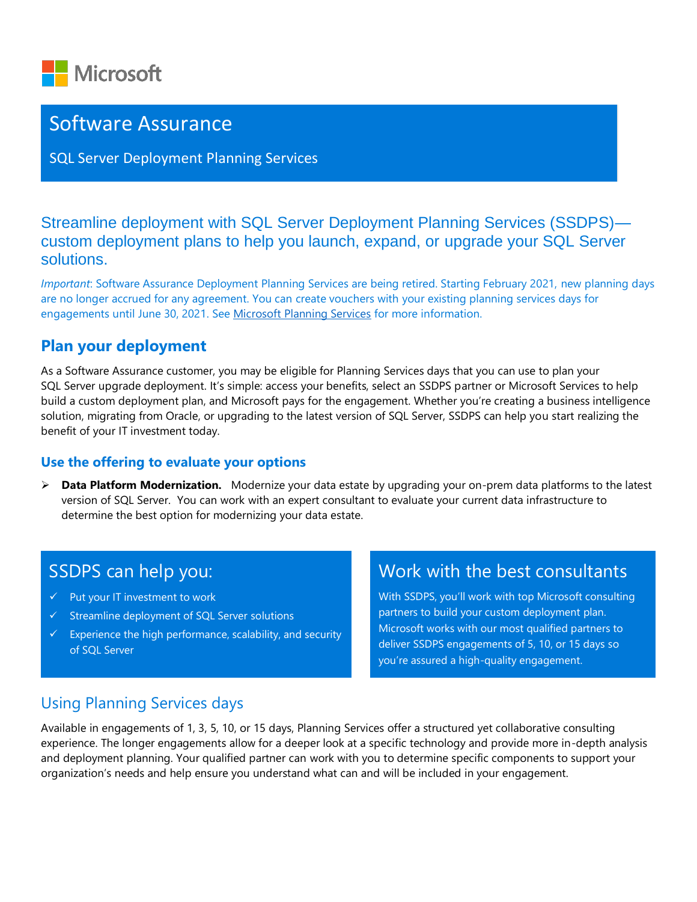Microsoft

# Software Assurance

SQL Server Deployment Planning Services

## Streamline deployment with SQL Server Deployment Planning Services (SSDPS)—custom deployment plans to help you launch, expand, or upgrade your SQL Server solutions.

*Important*: Software Assurance Deployment Planning Services are being retired. Starting February 2021, new planning days are no longer accrued for any agreement. You can create vouchers with your existing planning services days for engagements until June 30, 2021. See Microsoft Planning Services for more information.

## Plan your deployment

As a Software Assurance customer, you may be eligible for Planning Services days that you can use to plan your SQL Server upgrade deployment. It's simple: access your benefits, select an SSDPS partner or Microsoft Services to help build a custom deployment plan, and Microsoft pays for the engagement. Whether you're creating a business intelligence solution, migrating from Oracle, or upgrading to the latest version of SQL Server, SSDPS can help you start realizing the benefit of your IT investment today.

### Use the offering to evaluate your options

- **Data Platform Modernization.** Modernize your data estate by upgrading your on-prem data platforms to the latest version of SQL Server. You can work with an expert consultant to evaluate your current data infrastructure to determine the best option for modernizing your data estate.

## SSDPS can help you:

- ✓ Put your IT investment to work
- ✓ Streamline deployment of SQL Server solutions
- ✓ Experience the high performance, scalability, and security of SQL Server

## Work with the best consultants

With SSDPS, you'll work with top Microsoft consulting partners to build your custom deployment plan. Microsoft works with our most qualified partners to deliver SSDPS engagements of 5, 10, or 15 days so you're assured a high-quality engagement.

## Using Planning Services days

Available in engagements of 1, 3, 5, 10, or 15 days, Planning Services offer a structured yet collaborative consulting experience. The longer engagements allow for a deeper look at a specific technology and provide more in-depth analysis and deployment planning. Your qualified partner can work with you to determine specific components to support your organization's needs and help ensure you understand what can and will be included in your engagement.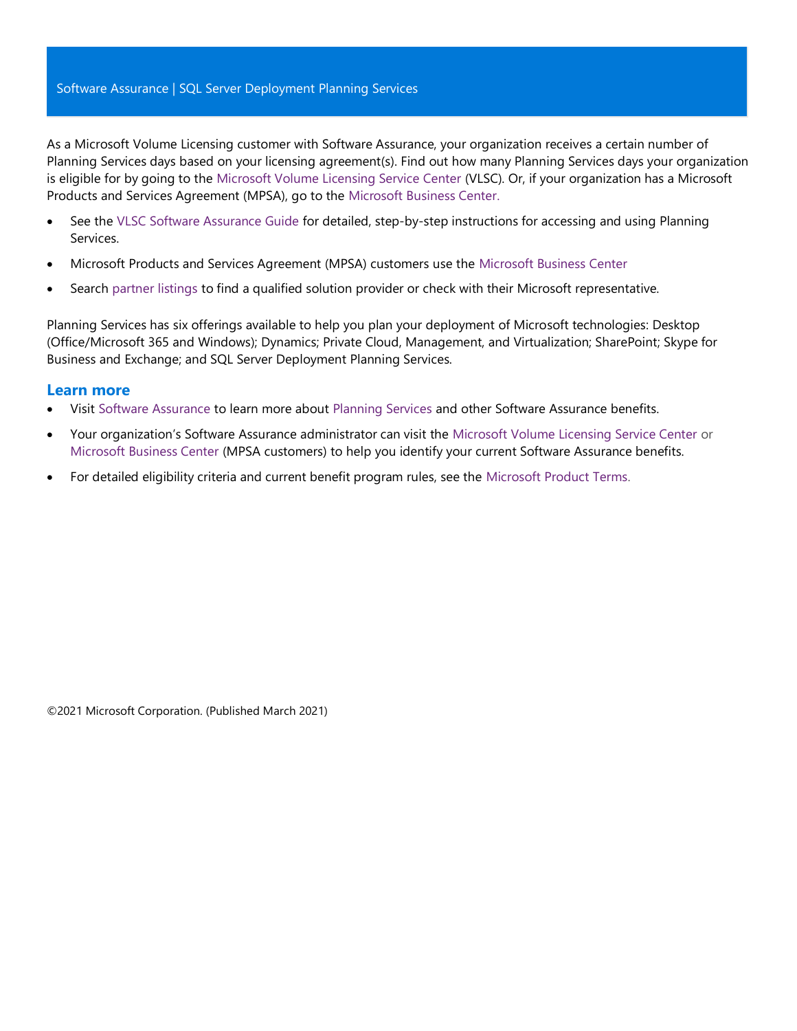As a Microsoft Volume Licensing customer with Software Assurance, your organization receives a certain number of Planning Services days based on your licensing agreement(s). Find out how many Planning Services days your organization is eligible for by going to the Microsoft Volume Licensing Service Center (VLSC). Or, if your organization has a Microsoft Products and Services Agreement (MPSA), go to the Microsoft Business Center.

- See the VLSC Software Assurance Guide for detailed, step-by-step instructions for accessing and using Planning Services.
- Microsoft Products and Services Agreement (MPSA) customers use the Microsoft Business Center
- Search partner listings to find a qualified solution provider or check with their Microsoft representative.

Planning Services has six offerings available to help you plan your deployment of Microsoft technologies: Desktop (Office/Microsoft 365 and Windows); Dynamics; Private Cloud, Management, and Virtualization; SharePoint; Skype for Business and Exchange; and SQL Server Deployment Planning Services.

## Learn more

- Visit Software Assurance to learn more about Planning Services and other Software Assurance benefits.
- Your organization's Software Assurance administrator can visit the Microsoft Volume Licensing Service Center or Microsoft Business Center (MPSA customers) to help you identify your current Software Assurance benefits.
- For detailed eligibility criteria and current benefit program rules, see the Microsoft Product Terms.

©2021 Microsoft Corporation. (Published March 2021)